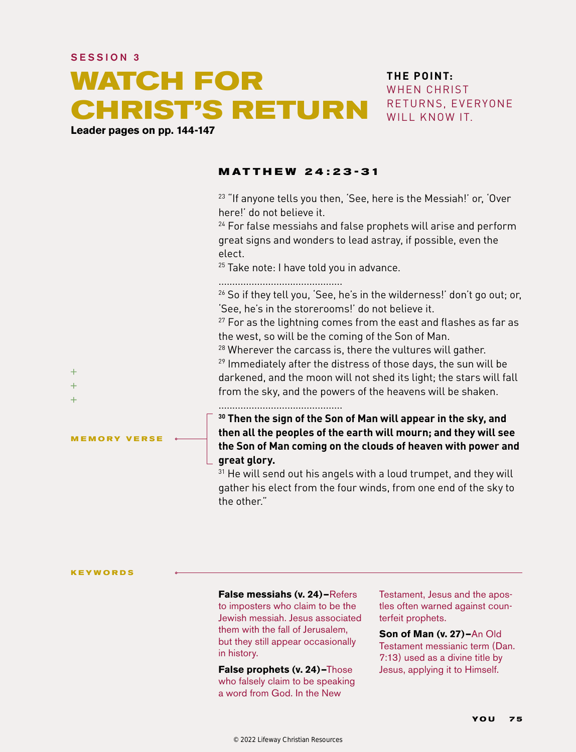SESSION 3

# WATCH FOR CHRIST'S RETURN

**Leader pages on pp. 144-147**

**THE POINT:**
WHEN CHRIST RETURNS, EVERYONE WILL KNOW IT.

## MATTHEW 24:23-31

23 "If anyone tells you then, 'See, here is the Messiah!' or, 'Over here!' do not believe it.
24 For false messiahs and false prophets will arise and perform great signs and wonders to lead astray, if possible, even the elect.
25 Take note: I have told you in advance.

26 So if they tell you, 'See, he's in the wilderness!' don't go out; or, 'See, he's in the storerooms!' do not believe it.
27 For as the lightning comes from the east and flashes as far as the west, so will be the coming of the Son of Man.
28 Wherever the carcass is, there the vultures will gather.
29 Immediately after the distress of those days, the sun will be darkened, and the moon will not shed its light; the stars will fall from the sky, and the powers of the heavens will be shaken.

MEMORY VERSE

**30 Then the sign of the Son of Man will appear in the sky, and then all the peoples of the earth will mourn; and they will see the Son of Man coming on the clouds of heaven with power and great glory.**
31 He will send out his angels with a loud trumpet, and they will gather his elect from the four winds, from one end of the sky to the other."

### KEYWORDS

**False messiahs (v. 24)–**Refers to imposters who claim to be the Jewish messiah. Jesus associated them with the fall of Jerusalem, but they still appear occasionally in history.

**False prophets (v. 24)–**Those who falsely claim to be speaking a word from God. In the New Testament, Jesus and the apostles often warned against counterfeit prophets.

**Son of Man (v. 27)–**An Old Testament messianic term (Dan. 7:13) used as a divine title by Jesus, applying it to Himself.

© 2022 Lifeway Christian Resources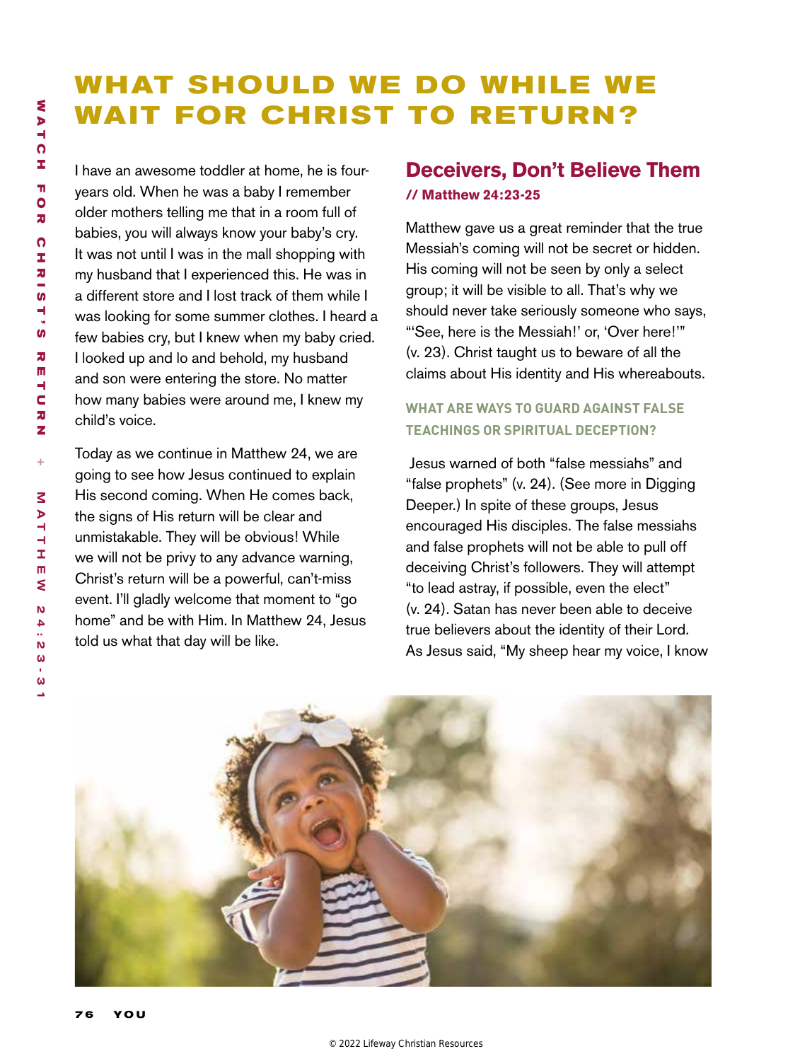# WHAT SHOULD WE DO WHILE WE WAIT FOR CHRIST TO RETURN?

I have an awesome toddler at home, he is four-years old. When he was a baby I remember older mothers telling me that in a room full of babies, you will always know your baby's cry. It was not until I was in the mall shopping with my husband that I experienced this. He was in a different store and I lost track of them while I was looking for some summer clothes. I heard a few babies cry, but I knew when my baby cried. I looked up and lo and behold, my husband and son were entering the store. No matter how many babies were around me, I knew my child's voice.

Today as we continue in Matthew 24, we are going to see how Jesus continued to explain His second coming. When He comes back, the signs of His return will be clear and unmistakable. They will be obvious! While we will not be privy to any advance warning, Christ's return will be a powerful, can't-miss event. I'll gladly welcome that moment to "go home" and be with Him. In Matthew 24, Jesus told us what that day will be like.

## Deceivers, Don't Believe Them

**// Matthew 24:23-25**

Matthew gave us a great reminder that the true Messiah's coming will not be secret or hidden. His coming will not be seen by only a select group; it will be visible to all. That's why we should never take seriously someone who says, "'See, here is the Messiah!' or, 'Over here!'" (v. 23). Christ taught us to beware of all the claims about His identity and His whereabouts.

### WHAT ARE WAYS TO GUARD AGAINST FALSE TEACHINGS OR SPIRITUAL DECEPTION?

Jesus warned of both "false messiahs" and "false prophets" (v. 24). (See more in Digging Deeper.) In spite of these groups, Jesus encouraged His disciples. The false messiahs and false prophets will not be able to pull off deceiving Christ's followers. They will attempt "to lead astray, if possible, even the elect" (v. 24). Satan has never been able to deceive true believers about the identity of their Lord. As Jesus said, "My sheep hear my voice, I know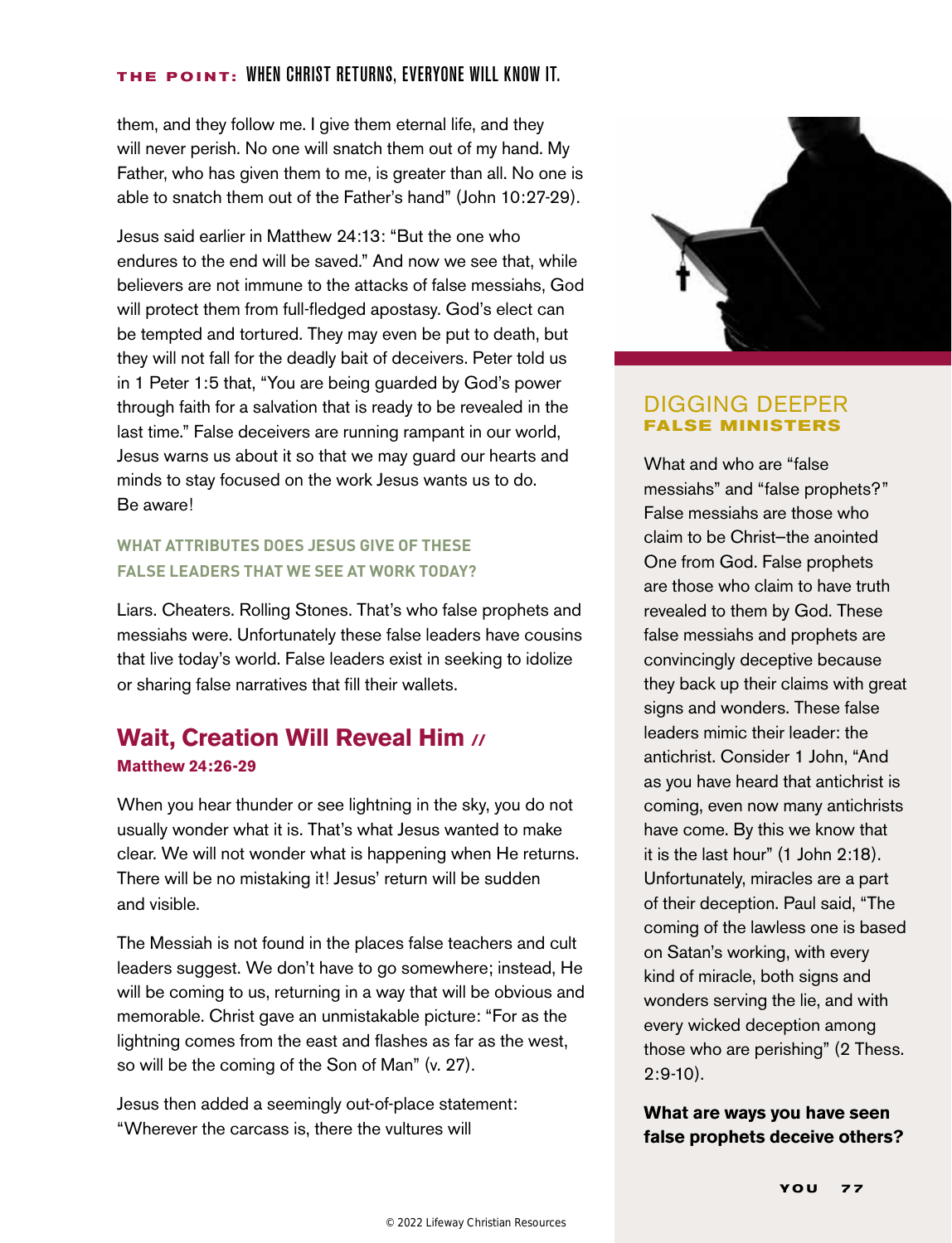them, and they follow me. I give them eternal life, and they will never perish. No one will snatch them out of my hand. My Father, who has given them to me, is greater than all. No one is able to snatch them out of the Father's hand" (John 10:27-29).

Jesus said earlier in Matthew 24:13: "But the one who endures to the end will be saved." And now we see that, while believers are not immune to the attacks of false messiahs, God will protect them from full-fledged apostasy. God's elect can be tempted and tortured. They may even be put to death, but they will not fall for the deadly bait of deceivers. Peter told us in 1 Peter 1:5 that, "You are being guarded by God's power through faith for a salvation that is ready to be revealed in the last time." False deceivers are running rampant in our world, Jesus warns us about it so that we may guard our hearts and minds to stay focused on the work Jesus wants us to do. Be aware!

#### WHAT ATTRIBUTES DOES JESUS GIVE OF THESE FALSE LEADERS THAT WE SEE AT WORK TODAY?

Liars. Cheaters. Rolling Stones. That's who false prophets and messiahs were. Unfortunately these false leaders have cousins that live today's world. False leaders exist in seeking to idolize or sharing false narratives that fill their wallets.

## Wait, Creation Will Reveal Him //

**Matthew 24:26-29**

When you hear thunder or see lightning in the sky, you do not usually wonder what it is. That's what Jesus wanted to make clear. We will not wonder what is happening when He returns. There will be no mistaking it! Jesus' return will be sudden and visible.

The Messiah is not found in the places false teachers and cult leaders suggest. We don't have to go somewhere; instead, He will be coming to us, returning in a way that will be obvious and memorable. Christ gave an unmistakable picture: "For as the lightning comes from the east and flashes as far as the west, so will be the coming of the Son of Man" (v. 27).

Jesus then added a seemingly out-of-place statement: "Wherever the carcass is, there the vultures will

### DIGGING DEEPER
**FALSE MINISTERS**

What and who are "false messiahs" and "false prophets?" False messiahs are those who claim to be Christ—the anointed One from God. False prophets are those who claim to have truth revealed to them by God. These false messiahs and prophets are convincingly deceptive because they back up their claims with great signs and wonders. These false leaders mimic their leader: the antichrist. Consider 1 John, "And as you have heard that antichrist is coming, even now many antichrists have come. By this we know that it is the last hour" (1 John 2:18). Unfortunately, miracles are a part of their deception. Paul said, "The coming of the lawless one is based on Satan's working, with every kind of miracle, both signs and wonders serving the lie, and with every wicked deception among those who are perishing" (2 Thess. 2:9-10).

**What are ways you have seen false prophets deceive others?**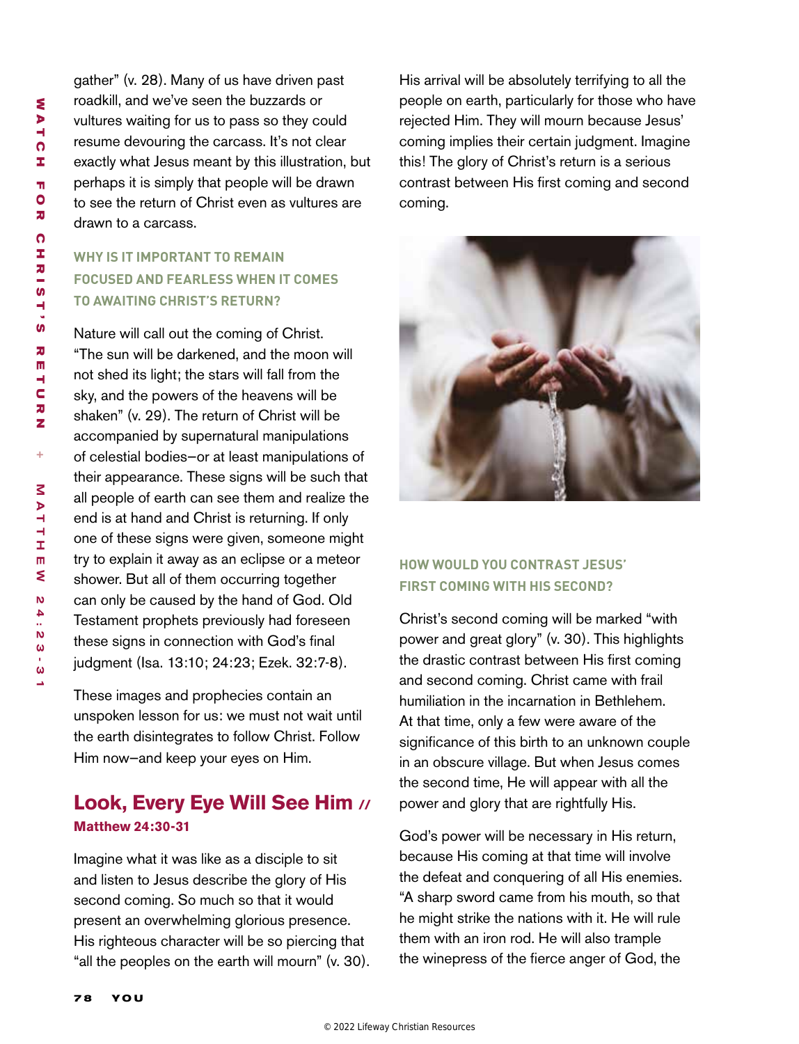gather" (v. 28). Many of us have driven past roadkill, and we've seen the buzzards or vultures waiting for us to pass so they could resume devouring the carcass. It's not clear exactly what Jesus meant by this illustration, but perhaps it is simply that people will be drawn to see the return of Christ even as vultures are drawn to a carcass.

### WHY IS IT IMPORTANT TO REMAIN FOCUSED AND FEARLESS WHEN IT COMES TO AWAITING CHRIST'S RETURN?

Nature will call out the coming of Christ. "The sun will be darkened, and the moon will not shed its light; the stars will fall from the sky, and the powers of the heavens will be shaken" (v. 29). The return of Christ will be accompanied by supernatural manipulations of celestial bodies—or at least manipulations of their appearance. These signs will be such that all people of earth can see them and realize the end is at hand and Christ is returning. If only one of these signs were given, someone might try to explain it away as an eclipse or a meteor shower. But all of them occurring together can only be caused by the hand of God. Old Testament prophets previously had foreseen these signs in connection with God's final judgment (Isa. 13:10; 24:23; Ezek. 32:7-8).

These images and prophecies contain an unspoken lesson for us: we must not wait until the earth disintegrates to follow Christ. Follow Him now—and keep your eyes on Him.

## Look, Every Eye Will See Him //

**Matthew 24:30-31**

Imagine what it was like as a disciple to sit and listen to Jesus describe the glory of His second coming. So much so that it would present an overwhelming glorious presence. His righteous character will be so piercing that "all the peoples on the earth will mourn" (v. 30). His arrival will be absolutely terrifying to all the people on earth, particularly for those who have rejected Him. They will mourn because Jesus' coming implies their certain judgment. Imagine this! The glory of Christ's return is a serious contrast between His first coming and second coming.

### HOW WOULD YOU CONTRAST JESUS' FIRST COMING WITH HIS SECOND?

Christ's second coming will be marked "with power and great glory" (v. 30). This highlights the drastic contrast between His first coming and second coming. Christ came with frail humiliation in the incarnation in Bethlehem. At that time, only a few were aware of the significance of this birth to an unknown couple in an obscure village. But when Jesus comes the second time, He will appear with all the power and glory that are rightfully His.

God's power will be necessary in His return, because His coming at that time will involve the defeat and conquering of all His enemies. "A sharp sword came from his mouth, so that he might strike the nations with it. He will rule them with an iron rod. He will also trample the winepress of the fierce anger of God, the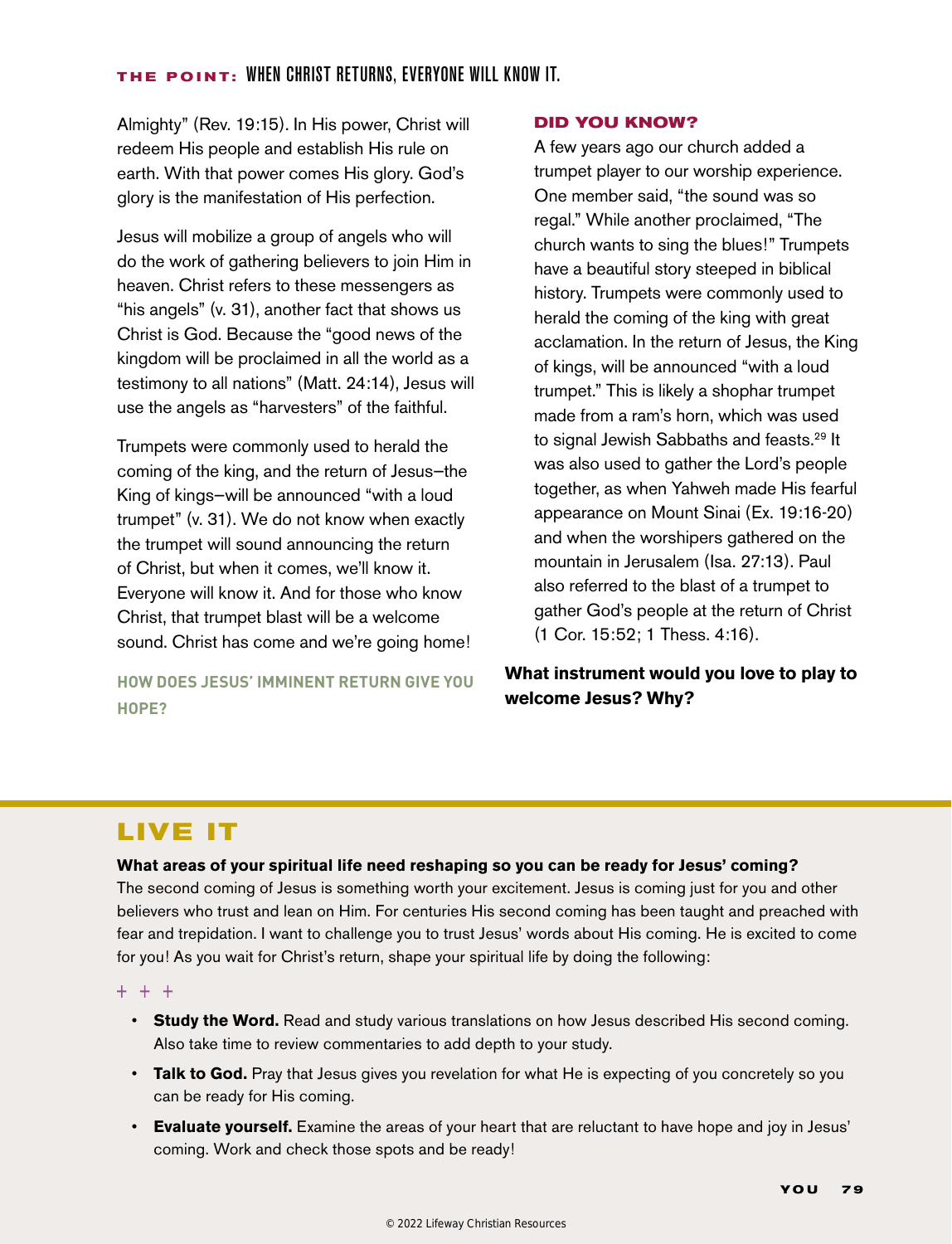Almighty" (Rev. 19:15). In His power, Christ will redeem His people and establish His rule on earth. With that power comes His glory. God's glory is the manifestation of His perfection.

Jesus will mobilize a group of angels who will do the work of gathering believers to join Him in heaven. Christ refers to these messengers as "his angels" (v. 31), another fact that shows us Christ is God. Because the "good news of the kingdom will be proclaimed in all the world as a testimony to all nations" (Matt. 24:14), Jesus will use the angels as "harvesters" of the faithful.

Trumpets were commonly used to herald the coming of the king, and the return of Jesus–the King of kings–will be announced "with a loud trumpet" (v. 31). We do not know when exactly the trumpet will sound announcing the return of Christ, but when it comes, we'll know it. Everyone will know it. And for those who know Christ, that trumpet blast will be a welcome sound. Christ has come and we're going home!

**HOW DOES JESUS' IMMINENT RETURN GIVE YOU HOPE?**

### DID YOU KNOW?

A few years ago our church added a trumpet player to our worship experience. One member said, "the sound was so regal." While another proclaimed, "The church wants to sing the blues!" Trumpets have a beautiful story steeped in biblical history. Trumpets were commonly used to herald the coming of the king with great acclamation. In the return of Jesus, the King of kings, will be announced "with a loud trumpet." This is likely a shophar trumpet made from a ram's horn, which was used to signal Jewish Sabbaths and feasts.[29] It was also used to gather the Lord's people together, as when Yahweh made His fearful appearance on Mount Sinai (Ex. 19:16-20) and when the worshipers gathered on the mountain in Jerusalem (Isa. 27:13). Paul also referred to the blast of a trumpet to gather God's people at the return of Christ (1 Cor. 15:52; 1 Thess. 4:16).

**What instrument would you love to play to welcome Jesus? Why?**

## LIVE IT

**What areas of your spiritual life need reshaping so you can be ready for Jesus' coming?**

The second coming of Jesus is something worth your excitement. Jesus is coming just for you and other believers who trust and lean on Him. For centuries His second coming has been taught and preached with fear and trepidation. I want to challenge you to trust Jesus' words about His coming. He is excited to come for you! As you wait for Christ's return, shape your spiritual life by doing the following:

- **Study the Word.** Read and study various translations on how Jesus described His second coming. Also take time to review commentaries to add depth to your study.
- **Talk to God.** Pray that Jesus gives you revelation for what He is expecting of you concretely so you can be ready for His coming.
- **Evaluate yourself.** Examine the areas of your heart that are reluctant to have hope and joy in Jesus' coming. Work and check those spots and be ready!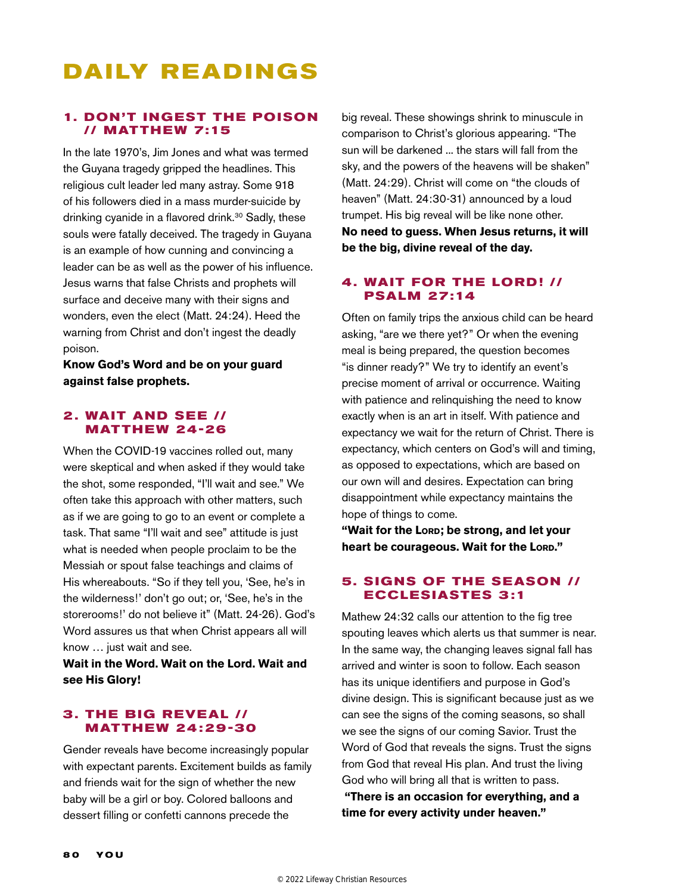# DAILY READINGS

## 1. DON'T INGEST THE POISON // MATTHEW 7:15

In the late 1970's, Jim Jones and what was termed the Guyana tragedy gripped the headlines. This religious cult leader led many astray. Some 918 of his followers died in a mass murder-suicide by drinking cyanide in a flavored drink.[30] Sadly, these souls were fatally deceived. The tragedy in Guyana is an example of how cunning and convincing a leader can be as well as the power of his influence. Jesus warns that false Christs and prophets will surface and deceive many with their signs and wonders, even the elect (Matt. 24:24). Heed the warning from Christ and don't ingest the deadly poison.

**Know God's Word and be on your guard against false prophets.**

## 2. WAIT AND SEE // MATTHEW 24-26

When the COVID-19 vaccines rolled out, many were skeptical and when asked if they would take the shot, some responded, "I'll wait and see." We often take this approach with other matters, such as if we are going to go to an event or complete a task. That same "I'll wait and see" attitude is just what is needed when people proclaim to be the Messiah or spout false teachings and claims of His whereabouts. "So if they tell you, 'See, he's in the wilderness!' don't go out; or, 'See, he's in the storerooms!' do not believe it" (Matt. 24-26). God's Word assures us that when Christ appears all will know … just wait and see.

**Wait in the Word. Wait on the Lord. Wait and see His Glory!**

## 3. THE BIG REVEAL // MATTHEW 24:29-30

Gender reveals have become increasingly popular with expectant parents. Excitement builds as family and friends wait for the sign of whether the new baby will be a girl or boy. Colored balloons and dessert filling or confetti cannons precede the big reveal. These showings shrink to minuscule in comparison to Christ's glorious appearing. "The sun will be darkened ... the stars will fall from the sky, and the powers of the heavens will be shaken" (Matt. 24:29). Christ will come on "the clouds of heaven" (Matt. 24:30-31) announced by a loud trumpet. His big reveal will be like none other.

**No need to guess. When Jesus returns, it will be the big, divine reveal of the day.**

## 4. WAIT FOR THE LORD! // PSALM 27:14

Often on family trips the anxious child can be heard asking, "are we there yet?" Or when the evening meal is being prepared, the question becomes "is dinner ready?" We try to identify an event's precise moment of arrival or occurrence. Waiting with patience and relinquishing the need to know exactly when is an art in itself. With patience and expectancy we wait for the return of Christ. There is expectancy, which centers on God's will and timing, as opposed to expectations, which are based on our own will and desires. Expectation can bring disappointment while expectancy maintains the hope of things to come.

**"Wait for the Lord; be strong, and let your heart be courageous. Wait for the Lord."**

## 5. SIGNS OF THE SEASON // ECCLESIASTES 3:1

Mathew 24:32 calls our attention to the fig tree spouting leaves which alerts us that summer is near. In the same way, the changing leaves signal fall has arrived and winter is soon to follow. Each season has its unique identifiers and purpose in God's divine design. This is significant because just as we can see the signs of the coming seasons, so shall we see the signs of our coming Savior. Trust the Word of God that reveals the signs. Trust the signs from God that reveal His plan. And trust the living God who will bring all that is written to pass.

**"There is an occasion for everything, and a time for every activity under heaven."**